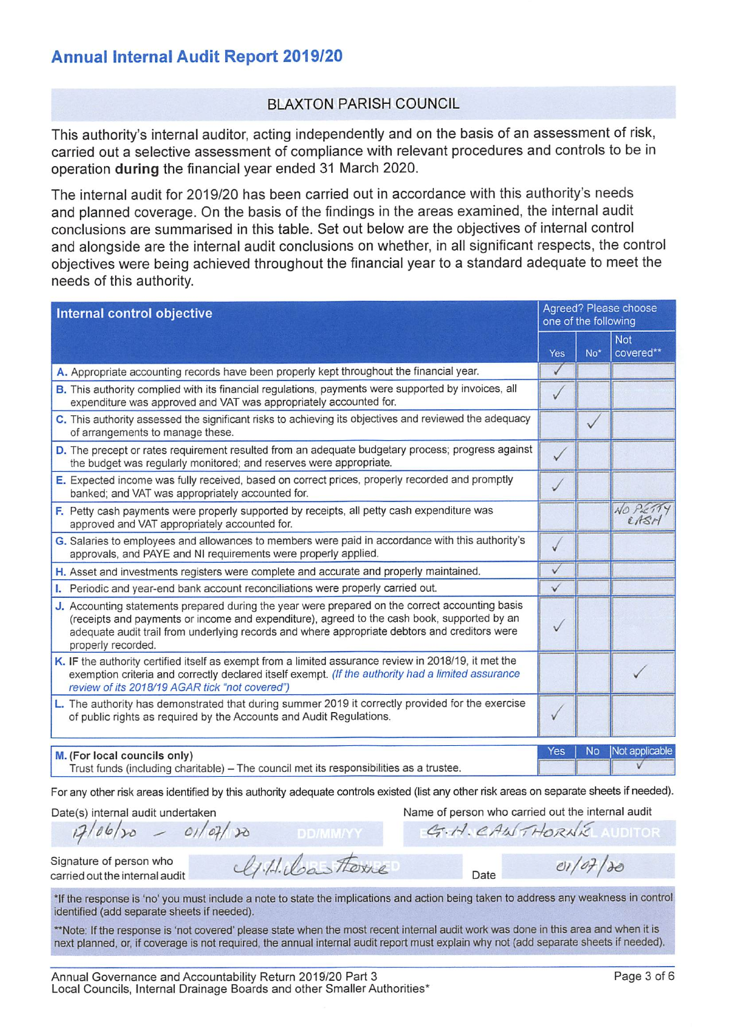# Annual Internal Audit Report 2019/20

BLAXTON PARISH COUNCIL

This authority's internal auditor, acting independently and on the basis of an assessment of risk, carried out a selective assessment of compliance with relevant procedures and controls to be in operation **during** the financial year ended 31 March 2020.

The internal audit for 2019/20 has been carried out in accordance with this authority's needs and planned coverage. On the basis of the findings in the areas examined, the internal audit conclusions are summarised in this table. Set out below are the objectives of internal control and alongside are the internal audit conclusions on whether, in all significant respects, the control objectives were being achieved throughout the financial year to a standard adequate to meet the needs of this authority.

| Internal control objective | Agreed? Please choose one of the following | | |
|---|---|---|---|
| | Yes | No* | Not covered** |
| **A.** Appropriate accounting records have been properly kept throughout the financial year. | ✓ | | |
| **B.** This authority complied with its financial regulations, payments were supported by invoices, all expenditure was approved and VAT was appropriately accounted for. | ✓ | | |
| **C.** This authority assessed the significant risks to achieving its objectives and reviewed the adequacy of arrangements to manage these. | | ✓ | |
| **D.** The precept or rates requirement resulted from an adequate budgetary process; progress against the budget was regularly monitored; and reserves were appropriate. | ✓ | | |
| **E.** Expected income was fully received, based on correct prices, properly recorded and promptly banked; and VAT was appropriately accounted for. | ✓ | | |
| **F.** Petty cash payments were properly supported by receipts, all petty cash expenditure was approved and VAT appropriately accounted for. | | | NO PETTY CASH |
| **G.** Salaries to employees and allowances to members were paid in accordance with this authority's approvals, and PAYE and NI requirements were properly applied. | ✓ | | |
| **H.** Asset and investments registers were complete and accurate and properly maintained. | ✓ | | |
| **I.** Periodic and year-end bank account reconciliations were properly carried out. | ✓ | | |
| **J.** Accounting statements prepared during the year were prepared on the correct accounting basis (receipts and payments or income and expenditure), agreed to the cash book, supported by an adequate audit trail from underlying records and where appropriate debtors and creditors were properly recorded. | ✓ | | |
| **K.** IF the authority certified itself as exempt from a limited assurance review in 2018/19, it met the exemption criteria and correctly declared itself exempt. *(If the authority had a limited assurance review of its 2018/19 AGAR tick "not covered")* | | | ✓ |
| **L.** The authority has demonstrated that during summer 2019 it correctly provided for the exercise of public rights as required by the Accounts and Audit Regulations. | ✓ | | |

| | Yes | No | Not applicable |
|---|---|---|---|
| **M. (For local councils only)** Trust funds (including charitable) – The council met its responsibilities as a trustee. | | | ✓ |

For any other risk areas identified by this authority adequate controls existed (list any other risk areas on separate sheets if needed).

Date(s) internal audit undertaken: 17/06/20 – 01/07/20

Name of person who carried out the internal audit: G. H. CAWTHORNE

Signature of person who carried out the internal audit: G.H. Cawthorne

Date: 01/07/20

*If the response is 'no' you must include a note to state the implications and action being taken to address any weakness in control identified (add separate sheets if needed).

**Note: If the response is 'not covered' please state when the most recent internal audit work was done in this area and when it is next planned, or, if coverage is not required, the annual internal audit report must explain why not (add separate sheets if needed).

Annual Governance and Accountability Return 2019/20 Part 3
Local Councils, Internal Drainage Boards and other Smaller Authorities*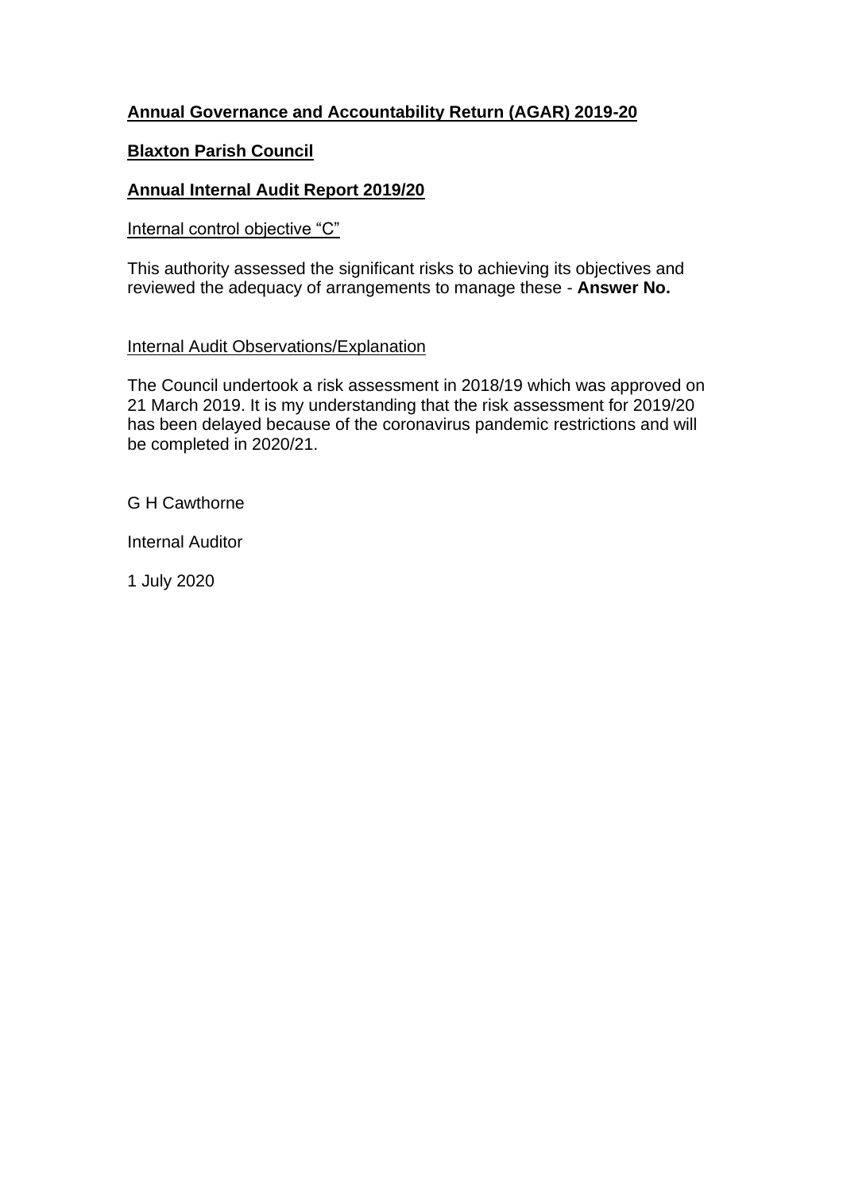**Annual Governance and Accountability Return (AGAR) 2019-20**

**Blaxton Parish Council**

**Annual Internal Audit Report 2019/20**

Internal control objective "C"

This authority assessed the significant risks to achieving its objectives and reviewed the adequacy of arrangements to manage these - **Answer No.**

Internal Audit Observations/Explanation

The Council undertook a risk assessment in 2018/19 which was approved on 21 March 2019. It is my understanding that the risk assessment for 2019/20 has been delayed because of the coronavirus pandemic restrictions and will be completed in 2020/21.

G H Cawthorne

Internal Auditor

1 July 2020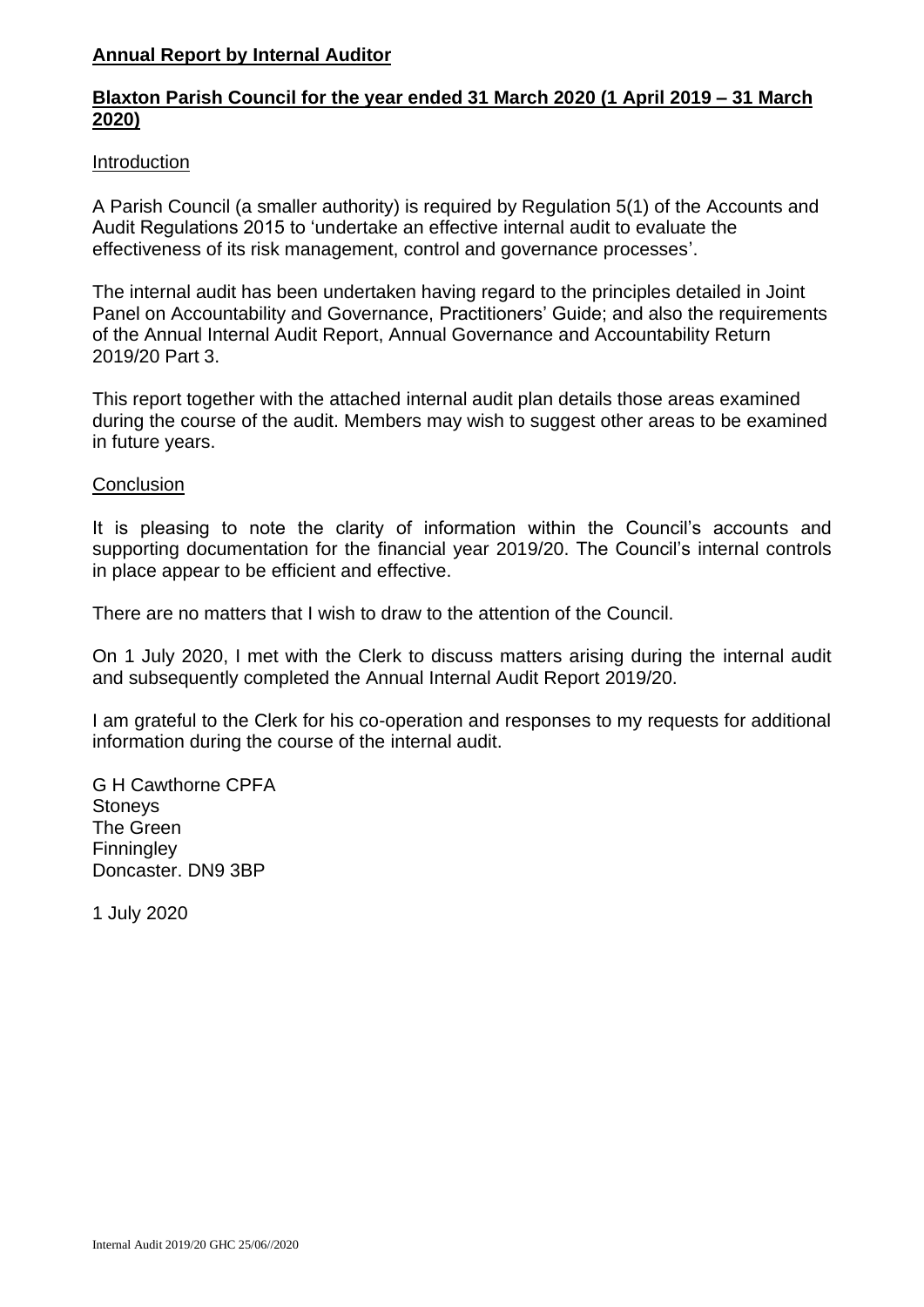**Annual Report by Internal Auditor**

**Blaxton Parish Council for the year ended 31 March 2020 (1 April 2019 – 31 March 2020)**

Introduction

A Parish Council (a smaller authority) is required by Regulation 5(1) of the Accounts and Audit Regulations 2015 to 'undertake an effective internal audit to evaluate the effectiveness of its risk management, control and governance processes'.

The internal audit has been undertaken having regard to the principles detailed in Joint Panel on Accountability and Governance, Practitioners' Guide; and also the requirements of the Annual Internal Audit Report, Annual Governance and Accountability Return 2019/20 Part 3.

This report together with the attached internal audit plan details those areas examined during the course of the audit. Members may wish to suggest other areas to be examined in future years.

Conclusion

It is pleasing to note the clarity of information within the Council's accounts and supporting documentation for the financial year 2019/20. The Council's internal controls in place appear to be efficient and effective.

There are no matters that I wish to draw to the attention of the Council.

On 1 July 2020, I met with the Clerk to discuss matters arising during the internal audit and subsequently completed the Annual Internal Audit Report 2019/20.

I am grateful to the Clerk for his co-operation and responses to my requests for additional information during the course of the internal audit.

G H Cawthorne CPFA
Stoneys
The Green
Finningley
Doncaster. DN9 3BP

1 July 2020

Internal Audit 2019/20 GHC 25/06//2020